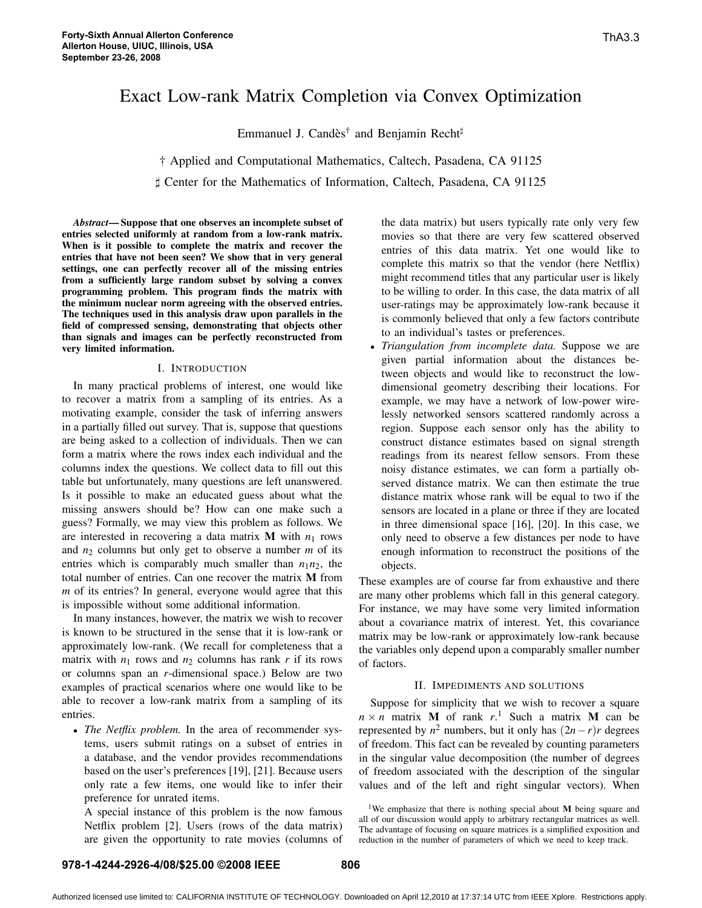# Exact Low-rank Matrix Completion via Convex Optimization

Emmanuel J. Candès† and Benjamin Recht♯

† Applied and Computational Mathematics, Caltech, Pasadena, CA 91125

♯ Center for the Mathematics of Information, Caltech, Pasadena, CA 91125

***Abstract*— Suppose that one observes an incomplete subset of entries selected uniformly at random from a low-rank matrix. When is it possible to complete the matrix and recover the entries that have not been seen? We show that in very general settings, one can perfectly recover all of the missing entries from a sufficiently large random subset by solving a convex programming problem. This program finds the matrix with the minimum nuclear norm agreeing with the observed entries. The techniques used in this analysis draw upon parallels in the field of compressed sensing, demonstrating that objects other than signals and images can be perfectly reconstructed from very limited information.**

## I. Introduction

In many practical problems of interest, one would like to recover a matrix from a sampling of its entries. As a motivating example, consider the task of inferring answers in a partially filled out survey. That is, suppose that questions are being asked to a collection of individuals. Then we can form a matrix where the rows index each individual and the columns index the questions. We collect data to fill out this table but unfortunately, many questions are left unanswered. Is it possible to make an educated guess about what the missing answers should be? How can one make such a guess? Formally, we may view this problem as follows. We are interested in recovering a data matrix $\mathbf{M}$ with $n_1$ rows and $n_2$ columns but only get to observe a number $m$ of its entries which is comparably much smaller than $n_1 n_2$, the total number of entries. Can one recover the matrix $\mathbf{M}$ from $m$ of its entries? In general, everyone would agree that this is impossible without some additional information.

In many instances, however, the matrix we wish to recover is known to be structured in the sense that it is low-rank or approximately low-rank. (We recall for completeness that a matrix with $n_1$ rows and $n_2$ columns has rank $r$ if its rows or columns span an $r$-dimensional space.) Below are two examples of practical scenarios where one would like to be able to recover a low-rank matrix from a sampling of its entries.

- *The Netflix problem.* In the area of recommender systems, users submit ratings on a subset of entries in a database, and the vendor provides recommendations based on the user's preferences [19], [21]. Because users only rate a few items, one would like to infer their preference for unrated items.

  A special instance of this problem is the now famous Netflix problem [2]. Users (rows of the data matrix) are given the opportunity to rate movies (columns of the data matrix) but users typically rate only very few movies so that there are very few scattered observed entries of this data matrix. Yet one would like to complete this matrix so that the vendor (here Netflix) might recommend titles that any particular user is likely to be willing to order. In this case, the data matrix of all user-ratings may be approximately low-rank because it is commonly believed that only a few factors contribute to an individual's tastes or preferences.
- *Triangulation from incomplete data.* Suppose we are given partial information about the distances between objects and would like to reconstruct the low-dimensional geometry describing their locations. For example, we may have a network of low-power wirelessly networked sensors scattered randomly across a region. Suppose each sensor only has the ability to construct distance estimates based on signal strength readings from its nearest fellow sensors. From these noisy distance estimates, we can form a partially observed distance matrix. We can then estimate the true distance matrix whose rank will be equal to two if the sensors are located in a plane or three if they are located in three dimensional space [16], [20]. In this case, we only need to observe a few distances per node to have enough information to reconstruct the positions of the objects.

These examples are of course far from exhaustive and there are many other problems which fall in this general category. For instance, we may have some very limited information about a covariance matrix of interest. Yet, this covariance matrix may be low-rank or approximately low-rank because the variables only depend upon a comparably smaller number of factors.

## II. Impediments and Solutions

Suppose for simplicity that we wish to recover a square $n \times n$ matrix $\mathbf{M}$ of rank $r$.[1] Such a matrix $\mathbf{M}$ can be represented by $n^2$ numbers, but it only has $(2n-r)r$ degrees of freedom. This fact can be revealed by counting parameters in the singular value decomposition (the number of degrees of freedom associated with the description of the singular values and of the left and right singular vectors). When

[1] We emphasize that there is nothing special about $\mathbf{M}$ being square and all of our discussion would apply to arbitrary rectangular matrices as well. The advantage of focusing on square matrices is a simplified exposition and reduction in the number of parameters of which we need to keep track.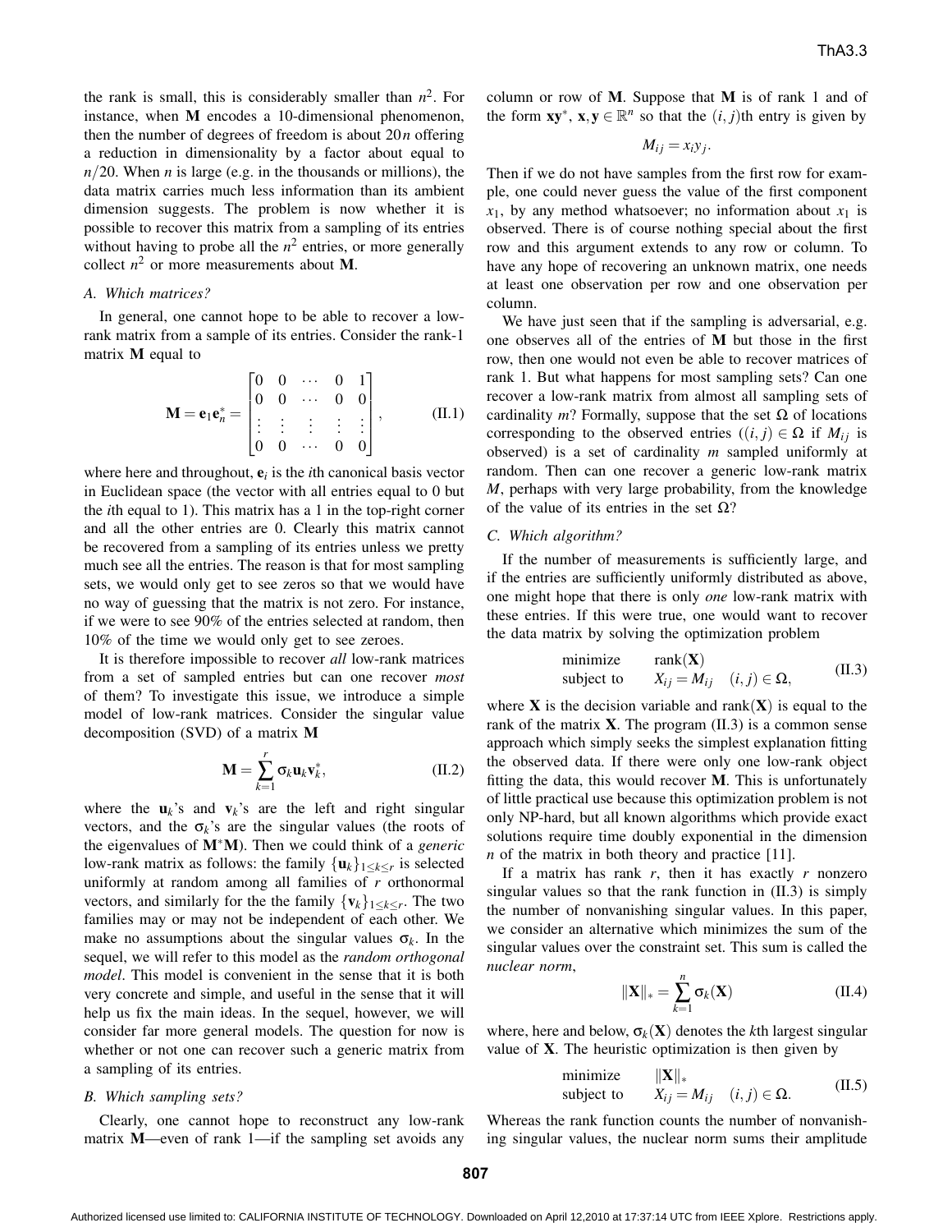the rank is small, this is considerably smaller than $n^2$. For instance, when $\mathbf{M}$ encodes a 10-dimensional phenomenon, then the number of degrees of freedom is about $20n$ offering a reduction in dimensionality by a factor about equal to $n/20$. When $n$ is large (e.g. in the thousands or millions), the data matrix carries much less information than its ambient dimension suggests. The problem is now whether it is possible to recover this matrix from a sampling of its entries without having to probe all the $n^2$ entries, or more generally collect $n^2$ or more measurements about $\mathbf{M}$.

### A. Which matrices?

In general, one cannot hope to be able to recover a low-rank matrix from a sample of its entries. Consider the rank-1 matrix $\mathbf{M}$ equal to

$$\mathbf{M} = \mathbf{e}_1\mathbf{e}_n^* = \begin{bmatrix} 0 & 0 & \cdots & 0 & 1 \\ 0 & 0 & \cdots & 0 & 0 \\ \vdots & \vdots & \vdots & \vdots & \vdots \\ 0 & 0 & \cdots & 0 & 0 \end{bmatrix}, \qquad \text{(II.1)}$$

where here and throughout, $\mathbf{e}_i$ is the $i$th canonical basis vector in Euclidean space (the vector with all entries equal to 0 but the $i$th equal to 1). This matrix has a 1 in the top-right corner and all the other entries are 0. Clearly this matrix cannot be recovered from a sampling of its entries unless we pretty much see all the entries. The reason is that for most sampling sets, we would only get to see zeros so that we would have no way of guessing that the matrix is not zero. For instance, if we were to see 90% of the entries selected at random, then 10% of the time we would only get to see zeroes.

It is therefore impossible to recover *all* low-rank matrices from a set of sampled entries but can one recover *most* of them? To investigate this issue, we introduce a simple model of low-rank matrices. Consider the singular value decomposition (SVD) of a matrix $\mathbf{M}$

$$\mathbf{M} = \sum_{k=1}^{r} \sigma_k \mathbf{u}_k \mathbf{v}_k^*, \qquad \text{(II.2)}$$

where the $\mathbf{u}_k$'s and $\mathbf{v}_k$'s are the left and right singular vectors, and the $\sigma_k$'s are the singular values (the roots of the eigenvalues of $\mathbf{M}^*\mathbf{M}$). Then we could think of a *generic* low-rank matrix as follows: the family $\{\mathbf{u}_k\}_{1\le k\le r}$ is selected uniformly at random among all families of $r$ orthonormal vectors, and similarly for the the family $\{\mathbf{v}_k\}_{1\le k\le r}$. The two families may or may not be independent of each other. We make no assumptions about the singular values $\sigma_k$. In the sequel, we will refer to this model as the *random orthogonal model*. This model is convenient in the sense that it is both very concrete and simple, and useful in the sense that it will help us fix the main ideas. In the sequel, however, we will consider far more general models. The question for now is whether or not one can recover such a generic matrix from a sampling of its entries.

### B. Which sampling sets?

Clearly, one cannot hope to reconstruct any low-rank matrix $\mathbf{M}$—even of rank 1—if the sampling set avoids any column or row of $\mathbf{M}$. Suppose that $\mathbf{M}$ is of rank 1 and of the form $\mathbf{x}\mathbf{y}^*$, $\mathbf{x}, \mathbf{y} \in \mathbb{R}^n$ so that the $(i, j)$th entry is given by

$$M_{ij} = x_i y_j.$$

Then if we do not have samples from the first row for example, one could never guess the value of the first component $x_1$, by any method whatsoever; no information about $x_1$ is observed. There is of course nothing special about the first row and this argument extends to any row or column. To have any hope of recovering an unknown matrix, one needs at least one observation per row and one observation per column.

We have just seen that if the sampling is adversarial, e.g. one observes all of the entries of $\mathbf{M}$ but those in the first row, then one would not even be able to recover matrices of rank 1. But what happens for most sampling sets? Can one recover a low-rank matrix from almost all sampling sets of cardinality $m$? Formally, suppose that the set $\Omega$ of locations corresponding to the observed entries ($(i, j) \in \Omega$ if $M_{ij}$ is observed) is a set of cardinality $m$ sampled uniformly at random. Then can one recover a generic low-rank matrix $M$, perhaps with very large probability, from the knowledge of the value of its entries in the set $\Omega$?

### C. Which algorithm?

If the number of measurements is sufficiently large, and if the entries are sufficiently uniformly distributed as above, one might hope that there is only *one* low-rank matrix with these entries. If this were true, one would want to recover the data matrix by solving the optimization problem

$$\begin{array}{ll} \text{minimize} & \operatorname{rank}(\mathbf{X}) \\ \text{subject to} & X_{ij} = M_{ij} \quad (i, j) \in \Omega, \end{array} \qquad \text{(II.3)}$$

where $\mathbf{X}$ is the decision variable and $\operatorname{rank}(\mathbf{X})$ is equal to the rank of the matrix $\mathbf{X}$. The program (II.3) is a common sense approach which simply seeks the simplest explanation fitting the observed data. If there were only one low-rank object fitting the data, this would recover $\mathbf{M}$. This is unfortunately of little practical use because this optimization problem is not only NP-hard, but all known algorithms which provide exact solutions require time doubly exponential in the dimension $n$ of the matrix in both theory and practice [11].

If a matrix has rank $r$, then it has exactly $r$ nonzero singular values so that the rank function in (II.3) is simply the number of nonvanishing singular values. In this paper, we consider an alternative which minimizes the sum of the singular values over the constraint set. This sum is called the *nuclear norm*,

$$\|\mathbf{X}\|_* = \sum_{k=1}^{n} \sigma_k(\mathbf{X}) \qquad \text{(II.4)}$$

where, here and below, $\sigma_k(\mathbf{X})$ denotes the $k$th largest singular value of $\mathbf{X}$. The heuristic optimization is then given by

$$\begin{array}{ll} \text{minimize} & \|\mathbf{X}\|_* \\ \text{subject to} & X_{ij} = M_{ij} \quad (i, j) \in \Omega. \end{array} \qquad \text{(II.5)}$$

Whereas the rank function counts the number of nonvanishing singular values, the nuclear norm sums their amplitude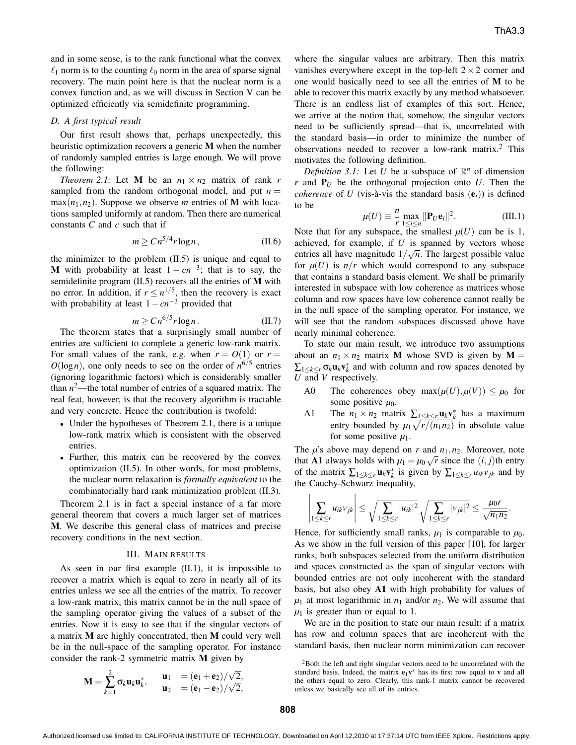and in some sense, is to the rank functional what the convex $\ell_1$ norm is to the counting $\ell_0$ norm in the area of sparse signal recovery. The main point here is that the nuclear norm is a convex function and, as we will discuss in Section V can be optimized efficiently via semidefinite programming.

### D. A first typical result

Our first result shows that, perhaps unexpectedly, this heuristic optimization recovers a generic $\mathbf{M}$ when the number of randomly sampled entries is large enough. We will prove the following:

*Theorem 2.1:* Let $\mathbf{M}$ be an $n_1 \times n_2$ matrix of rank $r$ sampled from the random orthogonal model, and put $n = \max(n_1, n_2)$. Suppose we observe $m$ entries of $\mathbf{M}$ with locations sampled uniformly at random. Then there are numerical constants $C$ and $c$ such that if

$$m \geq C n^{5/4} r \log n, \tag{II.6}$$

the minimizer to the problem (II.5) is unique and equal to $\mathbf{M}$ with probability at least $1 - cn^{-3}$; that is to say, the semidefinite program (II.5) recovers all the entries of $\mathbf{M}$ with no error. In addition, if $r \leq n^{1/5}$, then the recovery is exact with probability at least $1 - cn^{-3}$ provided that

$$m \geq C n^{6/5} r \log n. \tag{II.7}$$

The theorem states that a surprisingly small number of entries are sufficient to complete a generic low-rank matrix. For small values of the rank, e.g. when $r = O(1)$ or $r = O(\log n)$, one only needs to see on the order of $n^{6/5}$ entries (ignoring logarithmic factors) which is considerably smaller than $n^2$—the total number of entries of a squared matrix. The real feat, however, is that the recovery algorithm is tractable and very concrete. Hence the contribution is twofold:

- Under the hypotheses of Theorem 2.1, there is a unique low-rank matrix which is consistent with the observed entries.
- Further, this matrix can be recovered by the convex optimization (II.5). In other words, for most problems, the nuclear norm relaxation is *formally equivalent* to the combinatorially hard rank minimization problem (II.3).

Theorem 2.1 is in fact a special instance of a far more general theorem that covers a much larger set of matrices $\mathbf{M}$. We describe this general class of matrices and precise recovery conditions in the next section.

## III. Main results

As seen in our first example (II.1), it is impossible to recover a matrix which is equal to zero in nearly all of its entries unless we see all the entries of the matrix. To recover a low-rank matrix, this matrix cannot be in the null space of the sampling operator giving the values of a subset of the entries. Now it is easy to see that if the singular vectors of a matrix $\mathbf{M}$ are highly concentrated, then $\mathbf{M}$ could very well be in the null-space of the sampling operator. For instance consider the rank-2 symmetric matrix $\mathbf{M}$ given by

$$\mathbf{M} = \sum_{k=1}^{2} \sigma_k \mathbf{u}_k \mathbf{u}_k^*, \qquad \begin{aligned} \mathbf{u}_1 &= (\mathbf{e}_1 + \mathbf{e}_2)/\sqrt{2}, \\ \mathbf{u}_2 &= (\mathbf{e}_1 - \mathbf{e}_2)/\sqrt{2}, \end{aligned}$$

where the singular values are arbitrary. Then this matrix vanishes everywhere except in the top-left $2 \times 2$ corner and one would basically need to see all the entries of $\mathbf{M}$ to be able to recover this matrix exactly by any method whatsoever. There is an endless list of examples of this sort. Hence, we arrive at the notion that, somehow, the singular vectors need to be sufficiently spread—that is, uncorrelated with the standard basis—in order to minimize the number of observations needed to recover a low-rank matrix.[2] This motivates the following definition.

*Definition 3.1:* Let $U$ be a subspace of $\mathbb{R}^n$ of dimension $r$ and $\mathbf{P}_U$ be the orthogonal projection onto $U$. Then the *coherence* of $U$ (vis-à-vis the standard basis $(\mathbf{e}_i)$) is defined to be

$$\mu(U) \equiv \frac{n}{r} \max_{1 \leq i \leq n} \|\mathbf{P}_U \mathbf{e}_i\|^2. \tag{III.1}$$

Note that for any subspace, the smallest $\mu(U)$ can be is 1, achieved, for example, if $U$ is spanned by vectors whose entries all have magnitude $1/\sqrt{n}$. The largest possible value for $\mu(U)$ is $n/r$ which would correspond to any subspace that contains a standard basis element. We shall be primarily interested in subspace with low coherence as matrices whose column and row spaces have low coherence cannot really be in the null space of the sampling operator. For instance, we will see that the random subspaces discussed above have nearly minimal coherence.

To state our main result, we introduce two assumptions about an $n_1 \times n_2$ matrix $\mathbf{M}$ whose SVD is given by $\mathbf{M} = \sum_{1 \leq k \leq r} \sigma_k \mathbf{u}_k \mathbf{v}_k^*$ and with column and row spaces denoted by $U$ and $V$ respectively.

- A0 The coherences obey $\max(\mu(U), \mu(V)) \leq \mu_0$ for some positive $\mu_0$.
- A1 The $n_1 \times n_2$ matrix $\sum_{1 \leq k \leq r} \mathbf{u}_k \mathbf{v}_k^*$ has a maximum entry bounded by $\mu_1 \sqrt{r/(n_1 n_2)}$ in absolute value for some positive $\mu_1$.

The $\mu$'s above may depend on $r$ and $n_1, n_2$. Moreover, note that **A1** always holds with $\mu_1 = \mu_0 \sqrt{r}$ since the $(i,j)$th entry of the matrix $\sum_{1 \leq k \leq r} \mathbf{u}_k \mathbf{v}_k^*$ is given by $\sum_{1 \leq k \leq r} u_{ik} v_{jk}$ and by the Cauchy-Schwarz inequality,

$$\left| \sum_{1 \leq k \leq r} u_{ik} v_{jk} \right| \leq \sqrt{\sum_{1 \leq k \leq r} |u_{ik}|^2} \sqrt{\sum_{1 \leq k \leq r} |v_{jk}|^2} \leq \frac{\mu_0 r}{\sqrt{n_1 n_2}}.$$

Hence, for sufficiently small ranks, $\mu_1$ is comparable to $\mu_0$. As we show in the full version of this paper [10], for larger ranks, both subspaces selected from the uniform distribution and spaces constructed as the span of singular vectors with bounded entries are not only incoherent with the standard basis, but also obey **A1** with high probability for values of $\mu_1$ at most logarithmic in $n_1$ and/or $n_2$. We will assume that $\mu_1$ is greater than or equal to 1.

We are in the position to state our main result: if a matrix has row and column spaces that are incoherent with the standard basis, then nuclear norm minimization can recover

[2] Both the left and right singular vectors need to be uncorrelated with the standard basis. Indeed, the matrix $\mathbf{e}_1 \mathbf{v}^*$ has its first row equal to $\mathbf{v}$ and all the others equal to zero. Clearly, this rank-1 matrix cannot be recovered unless we basically see all of its entries.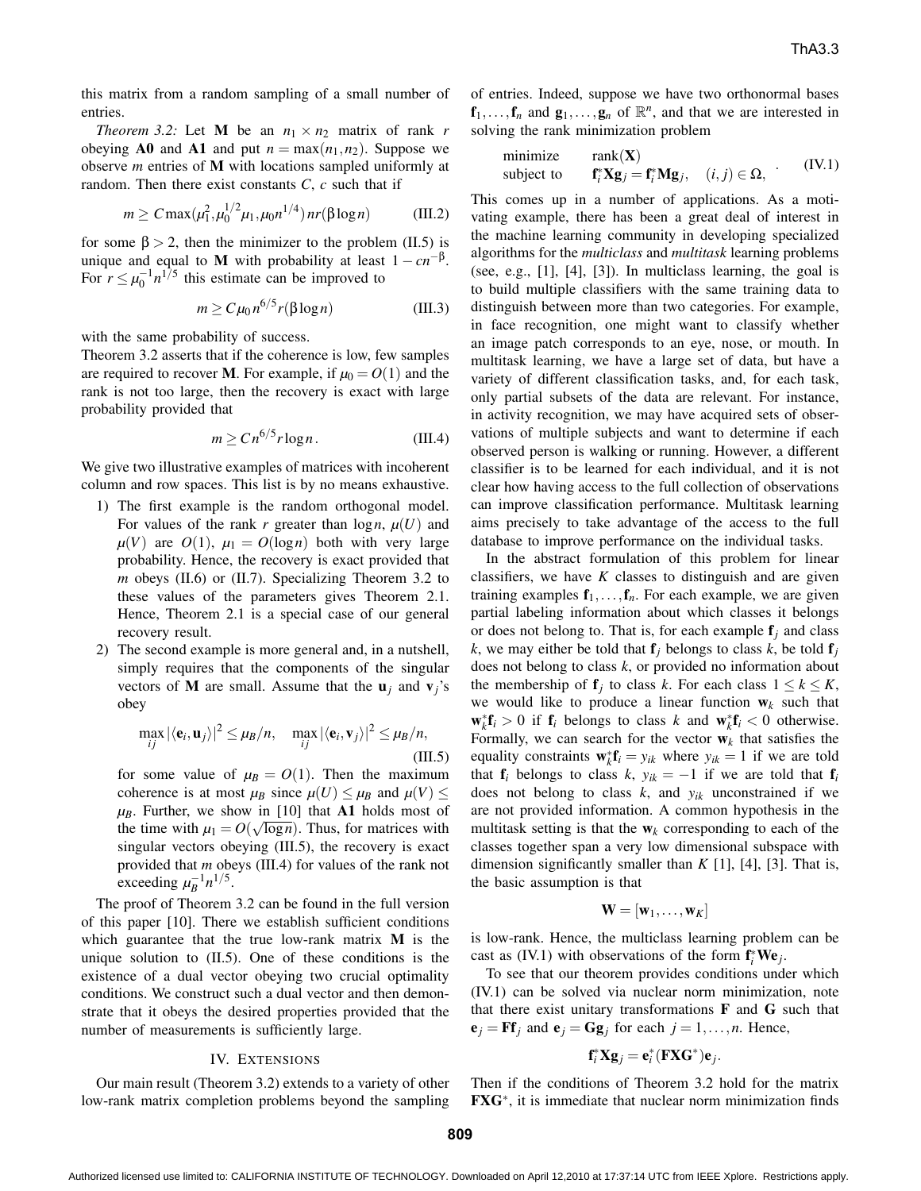this matrix from a random sampling of a small number of entries.

*Theorem 3.2:* Let $\mathbf{M}$ be an $n_1 \times n_2$ matrix of rank $r$ obeying **A0** and **A1** and put $n = \max(n_1, n_2)$. Suppose we observe $m$ entries of $\mathbf{M}$ with locations sampled uniformly at random. Then there exist constants $C$, $c$ such that if

$$m \geq C \max(\mu_1^2, \mu_0^{1/2}\mu_1, \mu_0 n^{1/4})\, nr(\beta \log n) \tag{III.2}$$

for some $\beta > 2$, then the minimizer to the problem (II.5) is unique and equal to $\mathbf{M}$ with probability at least $1 - cn^{-\beta}$. For $r \leq \mu_0^{-1} n^{1/5}$ this estimate can be improved to

$$m \geq C \mu_0 n^{6/5} r(\beta \log n) \tag{III.3}$$

with the same probability of success.

Theorem 3.2 asserts that if the coherence is low, few samples are required to recover $\mathbf{M}$. For example, if $\mu_0 = O(1)$ and the rank is not too large, then the recovery is exact with large probability provided that

$$m \geq C n^{6/5} r \log n. \tag{III.4}$$

We give two illustrative examples of matrices with incoherent column and row spaces. This list is by no means exhaustive.

1) The first example is the random orthogonal model. For values of the rank $r$ greater than $\log n$, $\mu(U)$ and $\mu(V)$ are $O(1)$, $\mu_1 = O(\log n)$ both with very large probability. Hence, the recovery is exact provided that $m$ obeys (II.6) or (II.7). Specializing Theorem 3.2 to these values of the parameters gives Theorem 2.1. Hence, Theorem 2.1 is a special case of our general recovery result.
2) The second example is more general and, in a nutshell, simply requires that the components of the singular vectors of $\mathbf{M}$ are small. Assume that the $\mathbf{u}_j$ and $\mathbf{v}_j$'s obey

$$\max_{ij} |\langle \mathbf{e}_i, \mathbf{u}_j \rangle|^2 \leq \mu_B / n, \quad \max_{ij} |\langle \mathbf{e}_i, \mathbf{v}_j \rangle|^2 \leq \mu_B / n, \tag{III.5}$$

for some value of $\mu_B = O(1)$. Then the maximum coherence is at most $\mu_B$ since $\mu(U) \leq \mu_B$ and $\mu(V) \leq \mu_B$. Further, we show in [10] that **A1** holds most of the time with $\mu_1 = O(\sqrt{\log n})$. Thus, for matrices with singular vectors obeying (III.5), the recovery is exact provided that $m$ obeys (III.4) for values of the rank not exceeding $\mu_B^{-1} n^{1/5}$.

The proof of Theorem 3.2 can be found in the full version of this paper [10]. There we establish sufficient conditions which guarantee that the true low-rank matrix $\mathbf{M}$ is the unique solution to (II.5). One of these conditions is the existence of a dual vector obeying two crucial optimality conditions. We construct such a dual vector and then demonstrate that it obeys the desired properties provided that the number of measurements is sufficiently large.

## IV. Extensions

Our main result (Theorem 3.2) extends to a variety of other low-rank matrix completion problems beyond the sampling of entries. Indeed, suppose we have two orthonormal bases $\mathbf{f}_1, \ldots, \mathbf{f}_n$ and $\mathbf{g}_1, \ldots, \mathbf{g}_n$ of $\mathbb{R}^n$, and that we are interested in solving the rank minimization problem

$$\begin{array}{ll} \text{minimize} & \operatorname{rank}(\mathbf{X}) \\ \text{subject to} & \mathbf{f}_i^* \mathbf{X} \mathbf{g}_j = \mathbf{f}_i^* \mathbf{M} \mathbf{g}_j, \quad (i,j) \in \Omega, \end{array} \tag{IV.1}$$

This comes up in a number of applications. As a motivating example, there has been a great deal of interest in the machine learning community in developing specialized algorithms for the *multiclass* and *multitask* learning problems (see, e.g., [1], [4], [3]). In multiclass learning, the goal is to build multiple classifiers with the same training data to distinguish between more than two categories. For example, in face recognition, one might want to classify whether an image patch corresponds to an eye, nose, or mouth. In multitask learning, we have a large set of data, but have a variety of different classification tasks, and, for each task, only partial subsets of the data are relevant. For instance, in activity recognition, we may have acquired sets of observations of multiple subjects and want to determine if each observed person is walking or running. However, a different classifier is to be learned for each individual, and it is not clear how having access to the full collection of observations can improve classification performance. Multitask learning aims precisely to take advantage of the access to the full database to improve performance on the individual tasks.

In the abstract formulation of this problem for linear classifiers, we have $K$ classes to distinguish and are given training examples $\mathbf{f}_1, \ldots, \mathbf{f}_n$. For each example, we are given partial labeling information about which classes it belongs or does not belong to. That is, for each example $\mathbf{f}_j$ and class $k$, we may either be told that $\mathbf{f}_j$ belongs to class $k$, be told $\mathbf{f}_j$ does not belong to class $k$, or provided no information about the membership of $\mathbf{f}_j$ to class $k$. For each class $1 \leq k \leq K$, we would like to produce a linear function $\mathbf{w}_k$ such that $\mathbf{w}_k^* \mathbf{f}_i > 0$ if $\mathbf{f}_i$ belongs to class $k$ and $\mathbf{w}_k^* \mathbf{f}_i < 0$ otherwise. Formally, we can search for the vector $\mathbf{w}_k$ that satisfies the equality constraints $\mathbf{w}_k^* \mathbf{f}_i = y_{ik}$ where $y_{ik} = 1$ if we are told that $\mathbf{f}_i$ belongs to class $k$, $y_{ik} = -1$ if we are told that $\mathbf{f}_i$ does not belong to class $k$, and $y_{ik}$ unconstrained if we are not provided information. A common hypothesis in the multitask setting is that the $\mathbf{w}_k$ corresponding to each of the classes together span a very low dimensional subspace with dimension significantly smaller than $K$ [1], [4], [3]. That is, the basic assumption is that

$$\mathbf{W} = [\mathbf{w}_1, \ldots, \mathbf{w}_K]$$

is low-rank. Hence, the multiclass learning problem can be cast as (IV.1) with observations of the form $\mathbf{f}_i^* \mathbf{W} \mathbf{e}_j$.

To see that our theorem provides conditions under which (IV.1) can be solved via nuclear norm minimization, note that there exist unitary transformations $\mathbf{F}$ and $\mathbf{G}$ such that $\mathbf{e}_j = \mathbf{F}\mathbf{f}_j$ and $\mathbf{e}_j = \mathbf{G}\mathbf{g}_j$ for each $j = 1, \ldots, n$. Hence,

$$\mathbf{f}_i^* \mathbf{X} \mathbf{g}_j = \mathbf{e}_i^* (\mathbf{F}\mathbf{X}\mathbf{G}^*) \mathbf{e}_j.$$

Then if the conditions of Theorem 3.2 hold for the matrix $\mathbf{F}\mathbf{X}\mathbf{G}^*$, it is immediate that nuclear norm minimization finds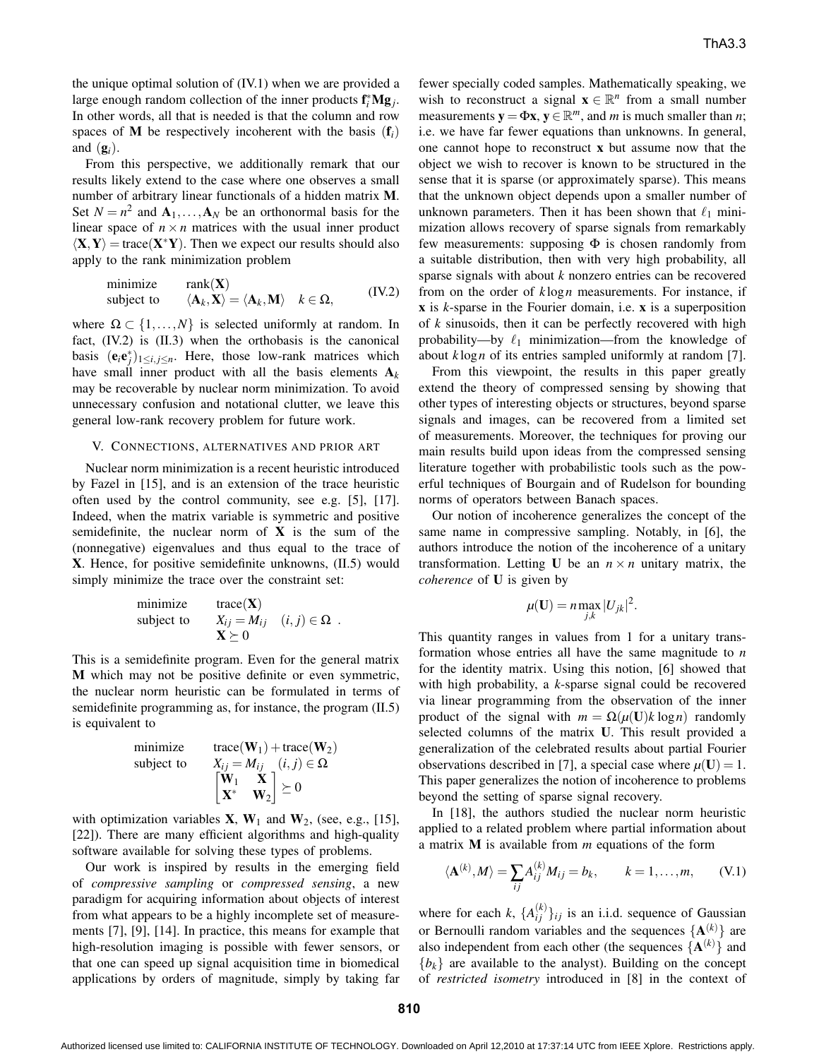the unique optimal solution of (IV.1) when we are provided a large enough random collection of the inner products $\mathbf{f}_i^* \mathbf{M} \mathbf{g}_j$. In other words, all that is needed is that the column and row spaces of $\mathbf{M}$ be respectively incoherent with the basis $(\mathbf{f}_i)$ and $(\mathbf{g}_i)$.

From this perspective, we additionally remark that our results likely extend to the case where one observes a small number of arbitrary linear functionals of a hidden matrix $\mathbf{M}$. Set $N = n^2$ and $\mathbf{A}_1, \ldots, \mathbf{A}_N$ be an orthonormal basis for the linear space of $n \times n$ matrices with the usual inner product $\langle \mathbf{X}, \mathbf{Y} \rangle = \text{trace}(\mathbf{X}^* \mathbf{Y})$. Then we expect our results should also apply to the rank minimization problem

$$
\begin{array}{ll}
\text{minimize} & \text{rank}(\mathbf{X}) \\
\text{subject to} & \langle \mathbf{A}_k, \mathbf{X} \rangle = \langle \mathbf{A}_k, \mathbf{M} \rangle \quad k \in \Omega,
\end{array}
\tag{IV.2}
$$

where $\Omega \subset \{1, \ldots, N\}$ is selected uniformly at random. In fact, (IV.2) is (II.3) when the orthobasis is the canonical basis $(\mathbf{e}_i \mathbf{e}_j^*)_{1 \le i,j \le n}$. Here, those low-rank matrices which have small inner product with all the basis elements $\mathbf{A}_k$ may be recoverable by nuclear norm minimization. To avoid unnecessary confusion and notational clutter, we leave this general low-rank recovery problem for future work.

## V. Connections, alternatives and prior art

Nuclear norm minimization is a recent heuristic introduced by Fazel in [15], and is an extension of the trace heuristic often used by the control community, see e.g. [5], [17]. Indeed, when the matrix variable is symmetric and positive semidefinite, the nuclear norm of $\mathbf{X}$ is the sum of the (nonnegative) eigenvalues and thus equal to the trace of $\mathbf{X}$. Hence, for positive semidefinite unknowns, (II.5) would simply minimize the trace over the constraint set:

$$
\begin{array}{ll}
\text{minimize} & \text{trace}(\mathbf{X}) \\
\text{subject to} & X_{ij} = M_{ij} \quad (i,j) \in \Omega \\
 & \mathbf{X} \succeq 0
\end{array}
.
$$

This is a semidefinite program. Even for the general matrix $\mathbf{M}$ which may not be positive definite or even symmetric, the nuclear norm heuristic can be formulated in terms of semidefinite programming as, for instance, the program (II.5) is equivalent to

$$
\begin{array}{ll}
\text{minimize} & \text{trace}(\mathbf{W}_1) + \text{trace}(\mathbf{W}_2) \\
\text{subject to} & X_{ij} = M_{ij} \quad (i,j) \in \Omega \\
 & \begin{bmatrix} \mathbf{W}_1 & \mathbf{X} \\ \mathbf{X}^* & \mathbf{W}_2 \end{bmatrix} \succeq 0
\end{array}
$$

with optimization variables $\mathbf{X}$, $\mathbf{W}_1$ and $\mathbf{W}_2$, (see, e.g., [15], [22]). There are many efficient algorithms and high-quality software available for solving these types of problems.

Our work is inspired by results in the emerging field of *compressive sampling* or *compressed sensing*, a new paradigm for acquiring information about objects of interest from what appears to be a highly incomplete set of measurements [7], [9], [14]. In practice, this means for example that high-resolution imaging is possible with fewer sensors, or that one can speed up signal acquisition time in biomedical applications by orders of magnitude, simply by taking far fewer specially coded samples. Mathematically speaking, we wish to reconstruct a signal $\mathbf{x} \in \mathbb{R}^n$ from a small number measurements $\mathbf{y} = \Phi \mathbf{x}$, $\mathbf{y} \in \mathbb{R}^m$, and $m$ is much smaller than $n$; i.e. we have far fewer equations than unknowns. In general, one cannot hope to reconstruct $\mathbf{x}$ but assume now that the object we wish to recover is known to be structured in the sense that it is sparse (or approximately sparse). This means that the unknown object depends upon a smaller number of unknown parameters. Then it has been shown that $\ell_1$ minimization allows recovery of sparse signals from remarkably few measurements: supposing $\Phi$ is chosen randomly from a suitable distribution, then with very high probability, all sparse signals with about $k$ nonzero entries can be recovered from on the order of $k \log n$ measurements. For instance, if $\mathbf{x}$ is $k$-sparse in the Fourier domain, i.e. $\mathbf{x}$ is a superposition of $k$ sinusoids, then it can be perfectly recovered with high probability—by $\ell_1$ minimization—from the knowledge of about $k \log n$ of its entries sampled uniformly at random [7].

From this viewpoint, the results in this paper greatly extend the theory of compressed sensing by showing that other types of interesting objects or structures, beyond sparse signals and images, can be recovered from a limited set of measurements. Moreover, the techniques for proving our main results build upon ideas from the compressed sensing literature together with probabilistic tools such as the powerful techniques of Bourgain and of Rudelson for bounding norms of operators between Banach spaces.

Our notion of incoherence generalizes the concept of the same name in compressive sampling. Notably, in [6], the authors introduce the notion of the incoherence of a unitary transformation. Letting $\mathbf{U}$ be an $n \times n$ unitary matrix, the *coherence* of $\mathbf{U}$ is given by

$$
\mu(\mathbf{U}) = n \max_{j,k} |U_{jk}|^2.
$$

This quantity ranges in values from 1 for a unitary transformation whose entries all have the same magnitude to $n$ for the identity matrix. Using this notion, [6] showed that with high probability, a $k$-sparse signal could be recovered via linear programming from the observation of the inner product of the signal with $m = \Omega(\mu(\mathbf{U}) k \log n)$ randomly selected columns of the matrix $\mathbf{U}$. This result provided a generalization of the celebrated results about partial Fourier observations described in [7], a special case where $\mu(\mathbf{U}) = 1$. This paper generalizes the notion of incoherence to problems beyond the setting of sparse signal recovery.

In [18], the authors studied the nuclear norm heuristic applied to a related problem where partial information about a matrix $\mathbf{M}$ is available from $m$ equations of the form

$$
\langle \mathbf{A}^{(k)}, M \rangle = \sum_{ij} A_{ij}^{(k)} M_{ij} = b_k, \qquad k = 1, \ldots, m, \tag{V.1}
$$

where for each $k$, $\{A_{ij}^{(k)}\}_{ij}$ is an i.i.d. sequence of Gaussian or Bernoulli random variables and the sequences $\{\mathbf{A}^{(k)}\}$ are also independent from each other (the sequences $\{\mathbf{A}^{(k)}\}$ and $\{b_k\}$ are available to the analyst). Building on the concept of *restricted isometry* introduced in [8] in the context of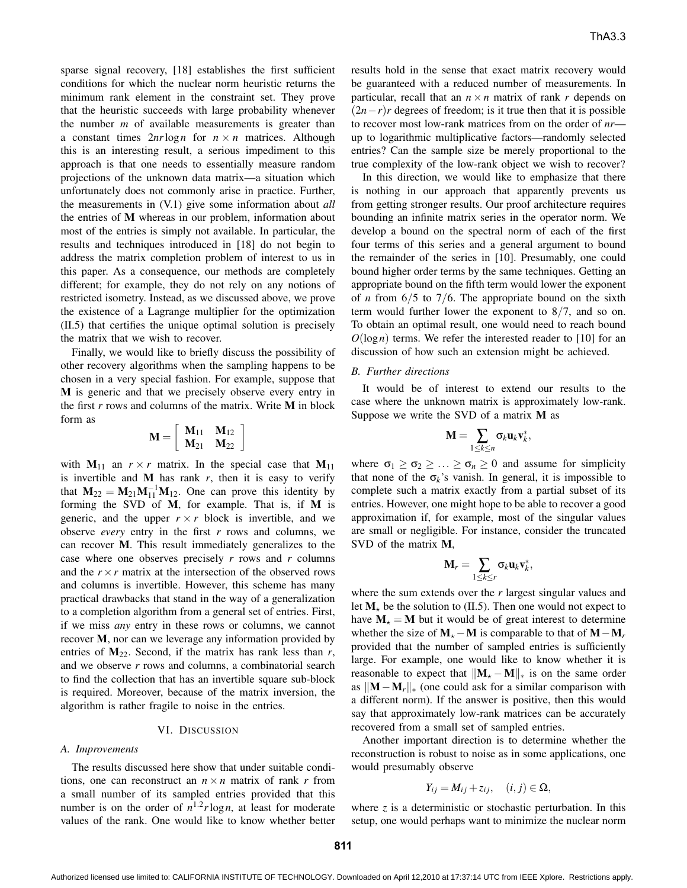sparse signal recovery, [18] establishes the first sufficient conditions for which the nuclear norm heuristic returns the minimum rank element in the constraint set. They prove that the heuristic succeeds with large probability whenever the number $m$ of available measurements is greater than a constant times $2nr\log n$ for $n \times n$ matrices. Although this is an interesting result, a serious impediment to this approach is that one needs to essentially measure random projections of the unknown data matrix—a situation which unfortunately does not commonly arise in practice. Further, the measurements in (V.1) give some information about *all* the entries of $\mathbf{M}$ whereas in our problem, information about most of the entries is simply not available. In particular, the results and techniques introduced in [18] do not begin to address the matrix completion problem of interest to us in this paper. As a consequence, our methods are completely different; for example, they do not rely on any notions of restricted isometry. Instead, as we discussed above, we prove the existence of a Lagrange multiplier for the optimization (II.5) that certifies the unique optimal solution is precisely the matrix that we wish to recover.

Finally, we would like to briefly discuss the possibility of other recovery algorithms when the sampling happens to be chosen in a very special fashion. For example, suppose that $\mathbf{M}$ is generic and that we precisely observe every entry in the first $r$ rows and columns of the matrix. Write $\mathbf{M}$ in block form as

$$\mathbf{M} = \begin{bmatrix} \mathbf{M}_{11} & \mathbf{M}_{12} \\ \mathbf{M}_{21} & \mathbf{M}_{22} \end{bmatrix}$$

with $\mathbf{M}_{11}$ an $r \times r$ matrix. In the special case that $\mathbf{M}_{11}$ is invertible and $\mathbf{M}$ has rank $r$, then it is easy to verify that $\mathbf{M}_{22} = \mathbf{M}_{21}\mathbf{M}_{11}^{-1}\mathbf{M}_{12}$. One can prove this identity by forming the SVD of $\mathbf{M}$, for example. That is, if $\mathbf{M}$ is generic, and the upper $r \times r$ block is invertible, and we observe *every* entry in the first $r$ rows and columns, we can recover $\mathbf{M}$. This result immediately generalizes to the case where one observes precisely $r$ rows and $r$ columns and the $r \times r$ matrix at the intersection of the observed rows and columns is invertible. However, this scheme has many practical drawbacks that stand in the way of a generalization to a completion algorithm from a general set of entries. First, if we miss *any* entry in these rows or columns, we cannot recover $\mathbf{M}$, nor can we leverage any information provided by entries of $\mathbf{M}_{22}$. Second, if the matrix has rank less than $r$, and we observe $r$ rows and columns, a combinatorial search to find the collection that has an invertible square sub-block is required. Moreover, because of the matrix inversion, the algorithm is rather fragile to noise in the entries.

## VI. Discussion

### A. Improvements

The results discussed here show that under suitable conditions, one can reconstruct an $n \times n$ matrix of rank $r$ from a small number of its sampled entries provided that this number is on the order of $n^{1.2} r \log n$, at least for moderate values of the rank. One would like to know whether better results hold in the sense that exact matrix recovery would be guaranteed with a reduced number of measurements. In particular, recall that an $n \times n$ matrix of rank $r$ depends on $(2n-r)r$ degrees of freedom; is it true then that it is possible to recover most low-rank matrices from on the order of $nr$—up to logarithmic multiplicative factors—randomly selected entries? Can the sample size be merely proportional to the true complexity of the low-rank object we wish to recover?

In this direction, we would like to emphasize that there is nothing in our approach that apparently prevents us from getting stronger results. Our proof architecture requires bounding an infinite matrix series in the operator norm. We develop a bound on the spectral norm of each of the first four terms of this series and a general argument to bound the remainder of the series in [10]. Presumably, one could bound higher order terms by the same techniques. Getting an appropriate bound on the fifth term would lower the exponent of $n$ from $6/5$ to $7/6$. The appropriate bound on the sixth term would further lower the exponent to $8/7$, and so on. To obtain an optimal result, one would need to reach bound $O(\log n)$ terms. We refer the interested reader to [10] for an discussion of how such an extension might be achieved.

### B. Further directions

It would be of interest to extend our results to the case where the unknown matrix is approximately low-rank. Suppose we write the SVD of a matrix $\mathbf{M}$ as

$$\mathbf{M} = \sum_{1 \le k \le n} \sigma_k \mathbf{u}_k \mathbf{v}_k^*,$$

where $\sigma_1 \ge \sigma_2 \ge \ldots \ge \sigma_n \ge 0$ and assume for simplicity that none of the $\sigma_k$'s vanish. In general, it is impossible to complete such a matrix exactly from a partial subset of its entries. However, one might hope to be able to recover a good approximation if, for example, most of the singular values are small or negligible. For instance, consider the truncated SVD of the matrix $\mathbf{M}$,

$$\mathbf{M}_r = \sum_{1 \le k \le r} \sigma_k \mathbf{u}_k \mathbf{v}_k^*,$$

where the sum extends over the $r$ largest singular values and let $\mathbf{M}_\star$ be the solution to (II.5). Then one would not expect to have $\mathbf{M}_\star = \mathbf{M}$ but it would be of great interest to determine whether the size of $\mathbf{M}_\star - \mathbf{M}$ is comparable to that of $\mathbf{M} - \mathbf{M}_r$ provided that the number of sampled entries is sufficiently large. For example, one would like to know whether it is reasonable to expect that $\|\mathbf{M}_\star - \mathbf{M}\|_*$ is on the same order as $\|\mathbf{M} - \mathbf{M}_r\|_*$ (one could ask for a similar comparison with a different norm). If the answer is positive, then this would say that approximately low-rank matrices can be accurately recovered from a small set of sampled entries.

Another important direction is to determine whether the reconstruction is robust to noise as in some applications, one would presumably observe

$$Y_{ij} = M_{ij} + z_{ij}, \quad (i,j) \in \Omega,$$

where $z$ is a deterministic or stochastic perturbation. In this setup, one would perhaps want to minimize the nuclear norm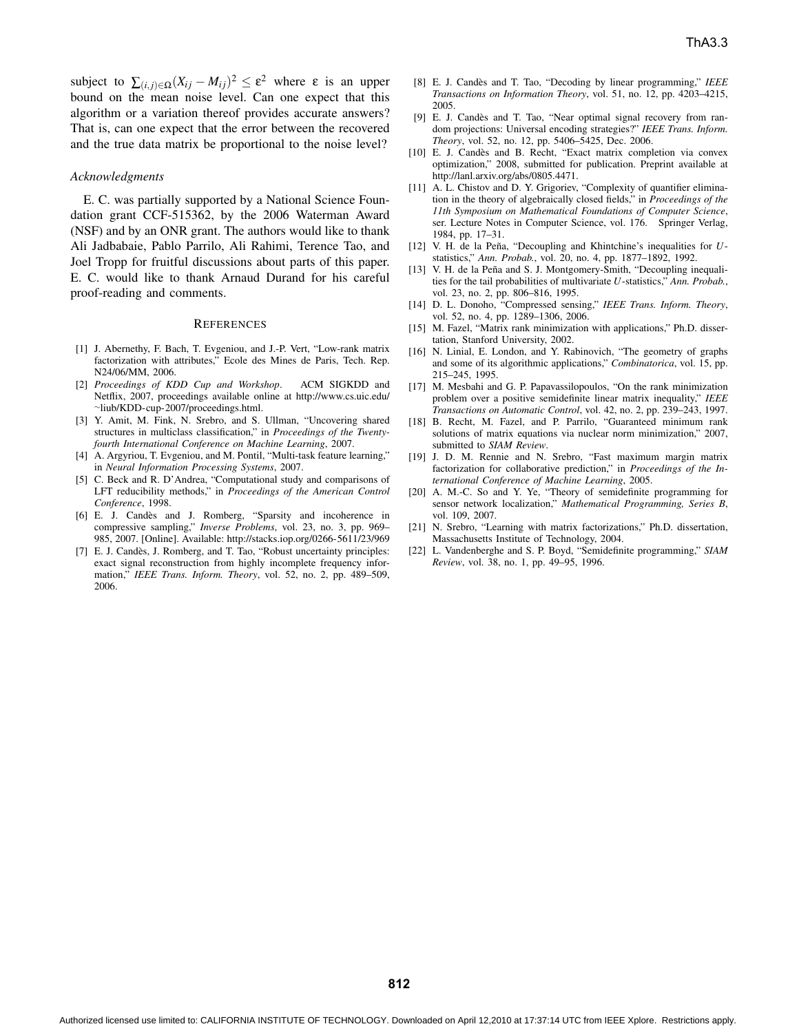subject to $\sum_{(i,j)\in\Omega}(X_{ij} - M_{ij})^2 \leq \varepsilon^2$ where $\varepsilon$ is an upper bound on the mean noise level. Can one expect that this algorithm or a variation thereof provides accurate answers? That is, can one expect that the error between the recovered and the true data matrix be proportional to the noise level?

### *Acknowledgments*

E. C. was partially supported by a National Science Foundation grant CCF-515362, by the 2006 Waterman Award (NSF) and by an ONR grant. The authors would like to thank Ali Jadbabaie, Pablo Parrilo, Ali Rahimi, Terence Tao, and Joel Tropp for fruitful discussions about parts of this paper. E. C. would like to thank Arnaud Durand for his careful proof-reading and comments.

## References

[1] J. Abernethy, F. Bach, T. Evgeniou, and J.-P. Vert, "Low-rank matrix factorization with attributes," Ecole des Mines de Paris, Tech. Rep. N24/06/MM, 2006.

[2] *Proceedings of KDD Cup and Workshop*. ACM SIGKDD and Netflix, 2007, proceedings available online at http://www.cs.uic.edu/~liub/KDD-cup-2007/proceedings.html.

[3] Y. Amit, M. Fink, N. Srebro, and S. Ullman, "Uncovering shared structures in multiclass classification," in *Proceedings of the Twenty-fourth International Conference on Machine Learning*, 2007.

[4] A. Argyriou, T. Evgeniou, and M. Pontil, "Multi-task feature learning," in *Neural Information Processing Systems*, 2007.

[5] C. Beck and R. D'Andrea, "Computational study and comparisons of LFT reducibility methods," in *Proceedings of the American Control Conference*, 1998.

[6] E. J. Candès and J. Romberg, "Sparsity and incoherence in compressive sampling," *Inverse Problems*, vol. 23, no. 3, pp. 969–985, 2007. [Online]. Available: http://stacks.iop.org/0266-5611/23/969

[7] E. J. Candès, J. Romberg, and T. Tao, "Robust uncertainty principles: exact signal reconstruction from highly incomplete frequency information," *IEEE Trans. Inform. Theory*, vol. 52, no. 2, pp. 489–509, 2006.

[8] E. J. Candès and T. Tao, "Decoding by linear programming," *IEEE Transactions on Information Theory*, vol. 51, no. 12, pp. 4203–4215, 2005.

[9] E. J. Candès and T. Tao, "Near optimal signal recovery from random projections: Universal encoding strategies?" *IEEE Trans. Inform. Theory*, vol. 52, no. 12, pp. 5406–5425, Dec. 2006.

[10] E. J. Candès and B. Recht, "Exact matrix completion via convex optimization," 2008, submitted for publication. Preprint available at http://lanl.arxiv.org/abs/0805.4471.

[11] A. L. Chistov and D. Y. Grigoriev, "Complexity of quantifier elimination in the theory of algebraically closed fields," in *Proceedings of the 11th Symposium on Mathematical Foundations of Computer Science*, ser. Lecture Notes in Computer Science, vol. 176. Springer Verlag, 1984, pp. 17–31.

[12] V. H. de la Peña, "Decoupling and Khintchine's inequalities for *U*-statistics," *Ann. Probab.*, vol. 20, no. 4, pp. 1877–1892, 1992.

[13] V. H. de la Peña and S. J. Montgomery-Smith, "Decoupling inequalities for the tail probabilities of multivariate *U*-statistics," *Ann. Probab.*, vol. 23, no. 2, pp. 806–816, 1995.

[14] D. L. Donoho, "Compressed sensing," *IEEE Trans. Inform. Theory*, vol. 52, no. 4, pp. 1289–1306, 2006.

[15] M. Fazel, "Matrix rank minimization with applications," Ph.D. dissertation, Stanford University, 2002.

[16] N. Linial, E. London, and Y. Rabinovich, "The geometry of graphs and some of its algorithmic applications," *Combinatorica*, vol. 15, pp. 215–245, 1995.

[17] M. Mesbahi and G. P. Papavassilopoulos, "On the rank minimization problem over a positive semidefinite linear matrix inequality," *IEEE Transactions on Automatic Control*, vol. 42, no. 2, pp. 239–243, 1997.

[18] B. Recht, M. Fazel, and P. Parrilo, "Guaranteed minimum rank solutions of matrix equations via nuclear norm minimization," 2007, submitted to *SIAM Review*.

[19] J. D. M. Rennie and N. Srebro, "Fast maximum margin matrix factorization for collaborative prediction," in *Proceedings of the International Conference of Machine Learning*, 2005.

[20] A. M.-C. So and Y. Ye, "Theory of semidefinite programming for sensor network localization," *Mathematical Programming, Series B*, vol. 109, 2007.

[21] N. Srebro, "Learning with matrix factorizations," Ph.D. dissertation, Massachusetts Institute of Technology, 2004.

[22] L. Vandenberghe and S. P. Boyd, "Semidefinite programming," *SIAM Review*, vol. 38, no. 1, pp. 49–95, 1996.